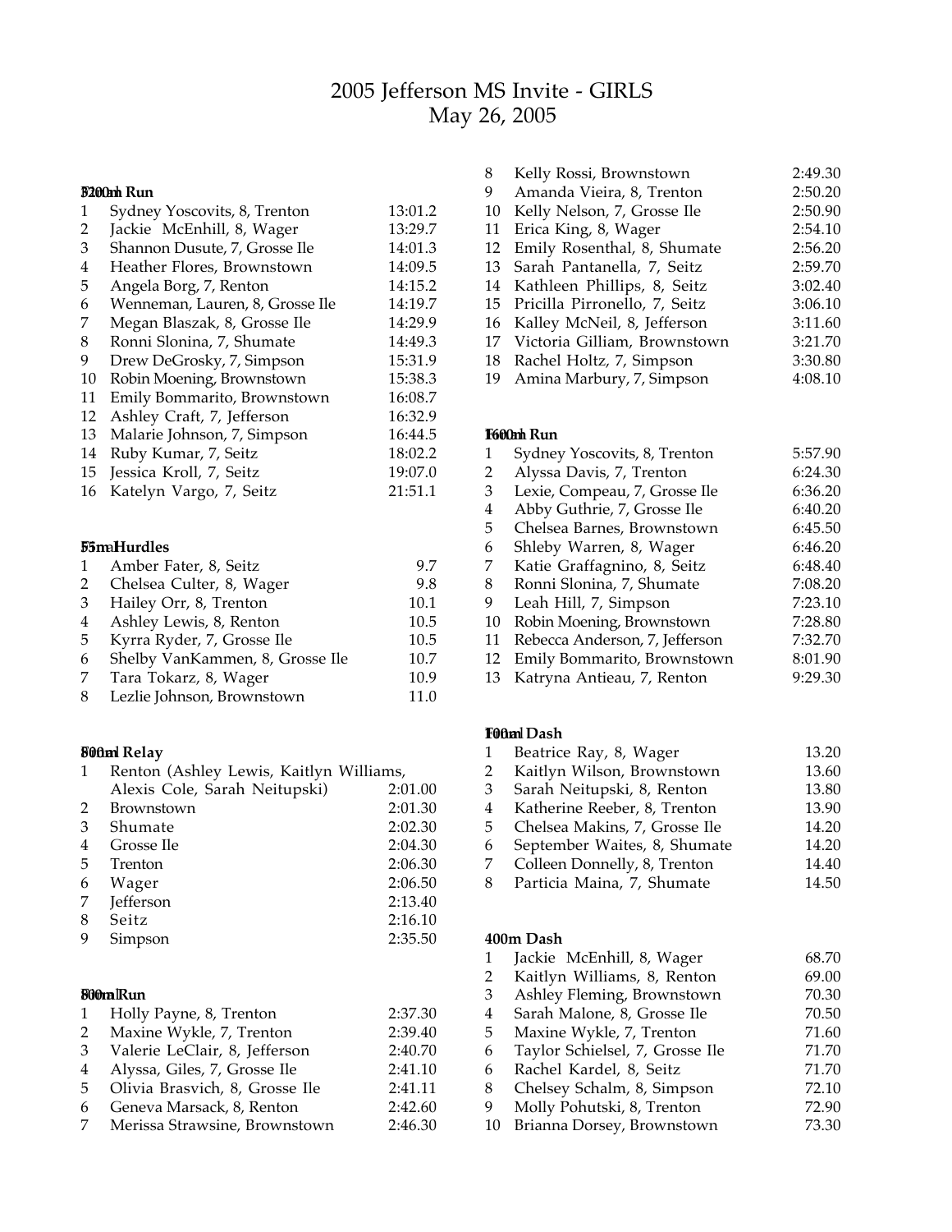# 2005 Jefferson MS Invite - GIRLS

May 26, 2005

### 3200m Run

| Place | Name | Time |
|---|---|---|
| 1 | Sydney Yoscovits, 8, Trenton | 13:01.2 |
| 2 | Jackie McEnhill, 8, Wager | 13:29.7 |
| 3 | Shannon Dusute, 7, Grosse Ile | 14:01.3 |
| 4 | Heather Flores, Brownstown | 14:09.5 |
| 5 | Angela Borg, 7, Renton | 14:15.2 |
| 6 | Wenneman, Lauren, 8, Grosse Ile | 14:19.7 |
| 7 | Megan Blaszak, 8, Grosse Ile | 14:29.9 |
| 8 | Ronni Slonina, 7, Shumate | 14:49.3 |
| 9 | Drew DeGrosky, 7, Simpson | 15:31.9 |
| 10 | Robin Moening, Brownstown | 15:38.3 |
| 11 | Emily Bommarito, Brownstown | 16:08.7 |
| 12 | Ashley Craft, 7, Jefferson | 16:32.9 |
| 13 | Malarie Johnson, 7, Simpson | 16:44.5 |
| 14 | Ruby Kumar, 7, Seitz | 18:02.2 |
| 15 | Jessica Kroll, 7, Seitz | 19:07.0 |
| 16 | Katelyn Vargo, 7, Seitz | 21:51.1 |

### 55m Hurdles

| Place | Name | Time |
|---|---|---|
| 1 | Amber Fater, 8, Seitz | 9.7 |
| 2 | Chelsea Culter, 8, Wager | 9.8 |
| 3 | Hailey Orr, 8, Trenton | 10.1 |
| 4 | Ashley Lewis, 8, Renton | 10.5 |
| 5 | Kyrra Ryder, 7, Grosse Ile | 10.5 |
| 6 | Shelby VanKammen, 8, Grosse Ile | 10.7 |
| 7 | Tara Tokarz, 8, Wager | 10.9 |
| 8 | Lezlie Johnson, Brownstown | 11.0 |

### 800m Relay

| Place | Team | Time |
|---|---|---|
| 1 | Renton (Ashley Lewis, Kaitlyn Williams, Alexis Cole, Sarah Neitupski) | 2:01.00 |
| 2 | Brownstown | 2:01.30 |
| 3 | Shumate | 2:02.30 |
| 4 | Grosse Ile | 2:04.30 |
| 5 | Trenton | 2:06.30 |
| 6 | Wager | 2:06.50 |
| 7 | Jefferson | 2:13.40 |
| 8 | Seitz | 2:16.10 |
| 9 | Simpson | 2:35.50 |

### 800m Run

| Place | Name | Time |
|---|---|---|
| 1 | Holly Payne, 8, Trenton | 2:37.30 |
| 2 | Maxine Wykle, 7, Trenton | 2:39.40 |
| 3 | Valerie LeClair, 8, Jefferson | 2:40.70 |
| 4 | Alyssa, Giles, 7, Grosse Ile | 2:41.10 |
| 5 | Olivia Brasvich, 8, Grosse Ile | 2:41.11 |
| 6 | Geneva Marsack, 8, Renton | 2:42.60 |
| 7 | Merissa Strawsine, Brownstown | 2:46.30 |
| 8 | Kelly Rossi, Brownstown | 2:49.30 |
| 9 | Amanda Vieira, 8, Trenton | 2:50.20 |
| 10 | Kelly Nelson, 7, Grosse Ile | 2:50.90 |
| 11 | Erica King, 8, Wager | 2:54.10 |
| 12 | Emily Rosenthal, 8, Shumate | 2:56.20 |
| 13 | Sarah Pantanella, 7, Seitz | 2:59.70 |
| 14 | Kathleen Phillips, 8, Seitz | 3:02.40 |
| 15 | Pricilla Pirronello, 7, Seitz | 3:06.10 |
| 16 | Kalley McNeil, 8, Jefferson | 3:11.60 |
| 17 | Victoria Gilliam, Brownstown | 3:21.70 |
| 18 | Rachel Holtz, 7, Simpson | 3:30.80 |
| 19 | Amina Marbury, 7, Simpson | 4:08.10 |

### 1600m Run

| Place | Name | Time |
|---|---|---|
| 1 | Sydney Yoscovits, 8, Trenton | 5:57.90 |
| 2 | Alyssa Davis, 7, Trenton | 6:24.30 |
| 3 | Lexie, Compeau, 7, Grosse Ile | 6:36.20 |
| 4 | Abby Guthrie, 7, Grosse Ile | 6:40.20 |
| 5 | Chelsea Barnes, Brownstown | 6:45.50 |
| 6 | Shleby Warren, 8, Wager | 6:46.20 |
| 7 | Katie Graffagnino, 8, Seitz | 6:48.40 |
| 8 | Ronni Slonina, 7, Shumate | 7:08.20 |
| 9 | Leah Hill, 7, Simpson | 7:23.10 |
| 10 | Robin Moening, Brownstown | 7:28.80 |
| 11 | Rebecca Anderson, 7, Jefferson | 7:32.70 |
| 12 | Emily Bommarito, Brownstown | 8:01.90 |
| 13 | Katryna Antieau, 7, Renton | 9:29.30 |

### 100m Dash

| Place | Name | Time |
|---|---|---|
| 1 | Beatrice Ray, 8, Wager | 13.20 |
| 2 | Kaitlyn Wilson, Brownstown | 13.60 |
| 3 | Sarah Neitupski, 8, Renton | 13.80 |
| 4 | Katherine Reeber, 8, Trenton | 13.90 |
| 5 | Chelsea Makins, 7, Grosse Ile | 14.20 |
| 6 | September Waites, 8, Shumate | 14.20 |
| 7 | Colleen Donnelly, 8, Trenton | 14.40 |
| 8 | Particia Maina, 7, Shumate | 14.50 |

### 400m Dash

| Place | Name | Time |
|---|---|---|
| 1 | Jackie McEnhill, 8, Wager | 68.70 |
| 2 | Kaitlyn Williams, 8, Renton | 69.00 |
| 3 | Ashley Fleming, Brownstown | 70.30 |
| 4 | Sarah Malone, 8, Grosse Ile | 70.50 |
| 5 | Maxine Wykle, 7, Trenton | 71.60 |
| 6 | Taylor Schielsel, 7, Grosse Ile | 71.70 |
| 6 | Rachel Kardel, 8, Seitz | 71.70 |
| 8 | Chelsey Schalm, 8, Simpson | 72.10 |
| 9 | Molly Pohutski, 8, Trenton | 72.90 |
| 10 | Brianna Dorsey, Brownstown | 73.30 |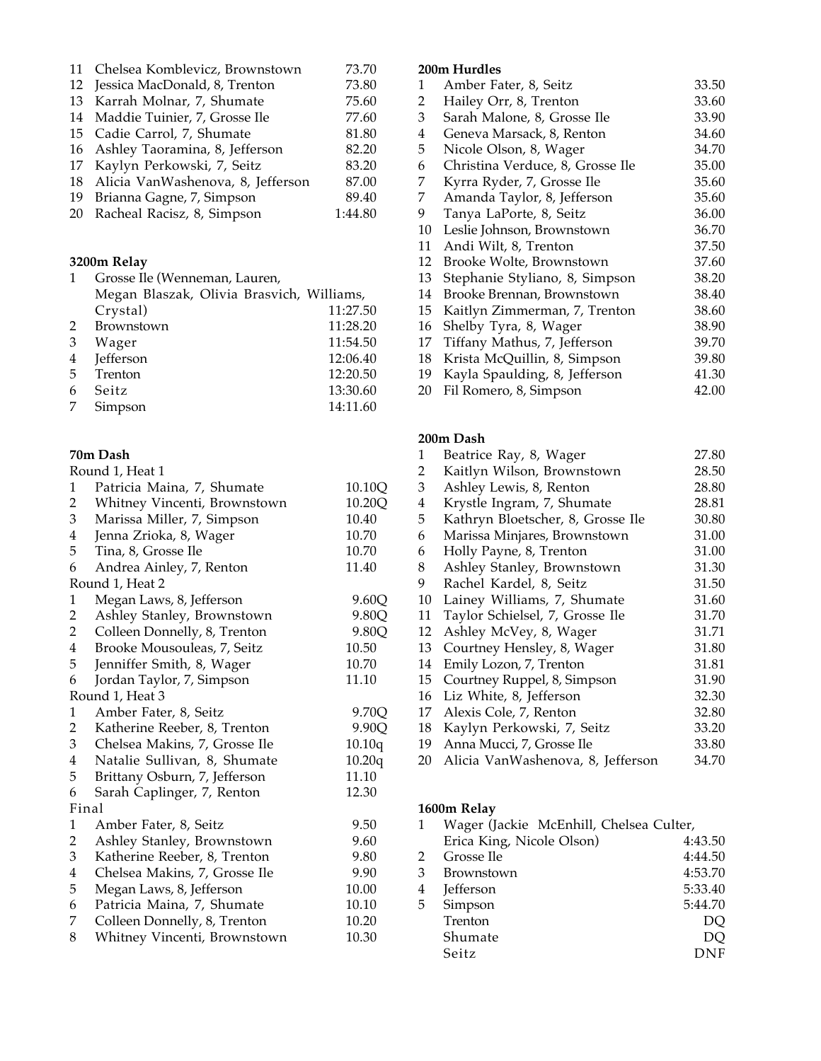| | | |
|---|---|---|
| 11 | Chelsea Komblevicz, Brownstown | 73.70 |
| 12 | Jessica MacDonald, 8, Trenton | 73.80 |
| 13 | Karrah Molnar, 7, Shumate | 75.60 |
| 14 | Maddie Tuinier, 7, Grosse Ile | 77.60 |
| 15 | Cadie Carrol, 7, Shumate | 81.80 |
| 16 | Ashley Taoramina, 8, Jefferson | 82.20 |
| 17 | Kaylyn Perkowski, 7, Seitz | 83.20 |
| 18 | Alicia VanWashenova, 8, Jefferson | 87.00 |
| 19 | Brianna Gagne, 7, Simpson | 89.40 |
| 20 | Racheal Racisz, 8, Simpson | 1:44.80 |

**3200m Relay**

| | | |
|---|---|---|
| 1 | Grosse Ile (Wenneman, Lauren, Megan Blaszak, Olivia Brasvich, Williams, Crystal) | 11:27.50 |
| 2 | Brownstown | 11:28.20 |
| 3 | Wager | 11:54.50 |
| 4 | Jefferson | 12:06.40 |
| 5 | Trenton | 12:20.50 |
| 6 | Seitz | 13:30.60 |
| 7 | Simpson | 14:11.60 |

**70m Dash**

Round 1, Heat 1

| | | |
|---|---|---|
| 1 | Patricia Maina, 7, Shumate | 10.10Q |
| 2 | Whitney Vincenti, Brownstown | 10.20Q |
| 3 | Marissa Miller, 7, Simpson | 10.40 |
| 4 | Jenna Zrioka, 8, Wager | 10.70 |
| 5 | Tina, 8, Grosse Ile | 10.70 |
| 6 | Andrea Ainley, 7, Renton | 11.40 |

Round 1, Heat 2

| | | |
|---|---|---|
| 1 | Megan Laws, 8, Jefferson | 9.60Q |
| 2 | Ashley Stanley, Brownstown | 9.80Q |
| 2 | Colleen Donnelly, 8, Trenton | 9.80Q |
| 4 | Brooke Mousouleas, 7, Seitz | 10.50 |
| 5 | Jenniffer Smith, 8, Wager | 10.70 |
| 6 | Jordan Taylor, 7, Simpson | 11.10 |

Round 1, Heat 3

| | | |
|---|---|---|
| 1 | Amber Fater, 8, Seitz | 9.70Q |
| 2 | Katherine Reeber, 8, Trenton | 9.90Q |
| 3 | Chelsea Makins, 7, Grosse Ile | 10.10q |
| 4 | Natalie Sullivan, 8, Shumate | 10.20q |
| 5 | Brittany Osburn, 7, Jefferson | 11.10 |
| 6 | Sarah Caplinger, 7, Renton | 12.30 |

Final

| | | |
|---|---|---|
| 1 | Amber Fater, 8, Seitz | 9.50 |
| 2 | Ashley Stanley, Brownstown | 9.60 |
| 3 | Katherine Reeber, 8, Trenton | 9.80 |
| 4 | Chelsea Makins, 7, Grosse Ile | 9.90 |
| 5 | Megan Laws, 8, Jefferson | 10.00 |
| 6 | Patricia Maina, 7, Shumate | 10.10 |
| 7 | Colleen Donnelly, 8, Trenton | 10.20 |
| 8 | Whitney Vincenti, Brownstown | 10.30 |

**200m Hurdles**

| | | |
|---|---|---|
| 1 | Amber Fater, 8, Seitz | 33.50 |
| 2 | Hailey Orr, 8, Trenton | 33.60 |
| 3 | Sarah Malone, 8, Grosse Ile | 33.90 |
| 4 | Geneva Marsack, 8, Renton | 34.60 |
| 5 | Nicole Olson, 8, Wager | 34.70 |
| 6 | Christina Verduce, 8, Grosse Ile | 35.00 |
| 7 | Kyrra Ryder, 7, Grosse Ile | 35.60 |
| 7 | Amanda Taylor, 8, Jefferson | 35.60 |
| 9 | Tanya LaPorte, 8, Seitz | 36.00 |
| 10 | Leslie Johnson, Brownstown | 36.70 |
| 11 | Andi Wilt, 8, Trenton | 37.50 |
| 12 | Brooke Wolte, Brownstown | 37.60 |
| 13 | Stephanie Styliano, 8, Simpson | 38.20 |
| 14 | Brooke Brennan, Brownstown | 38.40 |
| 15 | Kaitlyn Zimmerman, 7, Trenton | 38.60 |
| 16 | Shelby Tyra, 8, Wager | 38.90 |
| 17 | Tiffany Mathus, 7, Jefferson | 39.70 |
| 18 | Krista McQuillin, 8, Simpson | 39.80 |
| 19 | Kayla Spaulding, 8, Jefferson | 41.30 |
| 20 | Fil Romero, 8, Simpson | 42.00 |

**200m Dash**

| | | |
|---|---|---|
| 1 | Beatrice Ray, 8, Wager | 27.80 |
| 2 | Kaitlyn Wilson, Brownstown | 28.50 |
| 3 | Ashley Lewis, 8, Renton | 28.80 |
| 4 | Krystle Ingram, 7, Shumate | 28.81 |
| 5 | Kathryn Bloetscher, 8, Grosse Ile | 30.80 |
| 6 | Marissa Minjares, Brownstown | 31.00 |
| 6 | Holly Payne, 8, Trenton | 31.00 |
| 8 | Ashley Stanley, Brownstown | 31.30 |
| 9 | Rachel Kardel, 8, Seitz | 31.50 |
| 10 | Lainey Williams, 7, Shumate | 31.60 |
| 11 | Taylor Schielsel, 7, Grosse Ile | 31.70 |
| 12 | Ashley McVey, 8, Wager | 31.71 |
| 13 | Courtney Hensley, 8, Wager | 31.80 |
| 14 | Emily Lozon, 7, Trenton | 31.81 |
| 15 | Courtney Ruppel, 8, Simpson | 31.90 |
| 16 | Liz White, 8, Jefferson | 32.30 |
| 17 | Alexis Cole, 7, Renton | 32.80 |
| 18 | Kaylyn Perkowski, 7, Seitz | 33.20 |
| 19 | Anna Mucci, 7, Grosse Ile | 33.80 |
| 20 | Alicia VanWashenova, 8, Jefferson | 34.70 |

**1600m Relay**

| | | |
|---|---|---|
| 1 | Wager (Jackie McEnhill, Chelsea Culter, Erica King, Nicole Olson) | 4:43.50 |
| 2 | Grosse Ile | 4:44.50 |
| 3 | Brownstown | 4:53.70 |
| 4 | Jefferson | 5:33.40 |
| 5 | Simpson | 5:44.70 |
| | Trenton | DQ |
| | Shumate | DQ |
| | Seitz | DNF |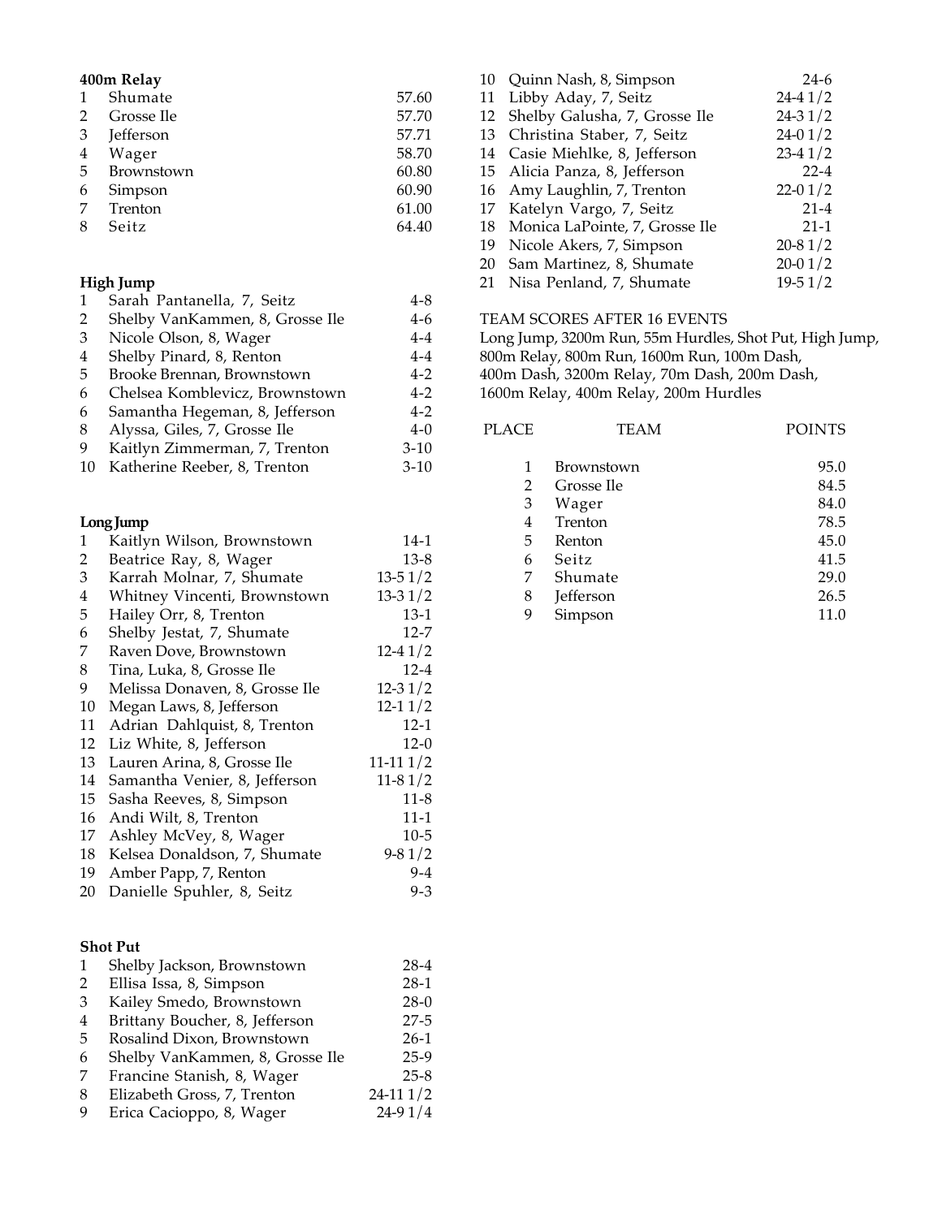**400m Relay**

| | | |
|---|---|---|
| 1 | Shumate | 57.60 |
| 2 | Grosse Ile | 57.70 |
| 3 | Jefferson | 57.71 |
| 4 | Wager | 58.70 |
| 5 | Brownstown | 60.80 |
| 6 | Simpson | 60.90 |
| 7 | Trenton | 61.00 |
| 8 | Seitz | 64.40 |

**High Jump**

| | | |
|---|---|---|
| 1 | Sarah Pantanella, 7, Seitz | 4-8 |
| 2 | Shelby VanKammen, 8, Grosse Ile | 4-6 |
| 3 | Nicole Olson, 8, Wager | 4-4 |
| 4 | Shelby Pinard, 8, Renton | 4-4 |
| 5 | Brooke Brennan, Brownstown | 4-2 |
| 6 | Chelsea Komblevicz, Brownstown | 4-2 |
| 6 | Samantha Hegeman, 8, Jefferson | 4-2 |
| 8 | Alyssa, Giles, 7, Grosse Ile | 4-0 |
| 9 | Kaitlyn Zimmerman, 7, Trenton | 3-10 |
| 10 | Katherine Reeber, 8, Trenton | 3-10 |

**Long Jump**

| | | |
|---|---|---|
| 1 | Kaitlyn Wilson, Brownstown | 14-1 |
| 2 | Beatrice Ray, 8, Wager | 13-8 |
| 3 | Karrah Molnar, 7, Shumate | 13-5 1/2 |
| 4 | Whitney Vincenti, Brownstown | 13-3 1/2 |
| 5 | Hailey Orr, 8, Trenton | 13-1 |
| 6 | Shelby Jestat, 7, Shumate | 12-7 |
| 7 | Raven Dove, Brownstown | 12-4 1/2 |
| 8 | Tina, Luka, 8, Grosse Ile | 12-4 |
| 9 | Melissa Donaven, 8, Grosse Ile | 12-3 1/2 |
| 10 | Megan Laws, 8, Jefferson | 12-1 1/2 |
| 11 | Adrian Dahlquist, 8, Trenton | 12-1 |
| 12 | Liz White, 8, Jefferson | 12-0 |
| 13 | Lauren Arina, 8, Grosse Ile | 11-11 1/2 |
| 14 | Samantha Venier, 8, Jefferson | 11-8 1/2 |
| 15 | Sasha Reeves, 8, Simpson | 11-8 |
| 16 | Andi Wilt, 8, Trenton | 11-1 |
| 17 | Ashley McVey, 8, Wager | 10-5 |
| 18 | Kelsea Donaldson, 7, Shumate | 9-8 1/2 |
| 19 | Amber Papp, 7, Renton | 9-4 |
| 20 | Danielle Spuhler, 8, Seitz | 9-3 |

**Shot Put**

| | | |
|---|---|---|
| 1 | Shelby Jackson, Brownstown | 28-4 |
| 2 | Ellisa Issa, 8, Simpson | 28-1 |
| 3 | Kailey Smedo, Brownstown | 28-0 |
| 4 | Brittany Boucher, 8, Jefferson | 27-5 |
| 5 | Rosalind Dixon, Brownstown | 26-1 |
| 6 | Shelby VanKammen, 8, Grosse Ile | 25-9 |
| 7 | Francine Stanish, 8, Wager | 25-8 |
| 8 | Elizabeth Gross, 7, Trenton | 24-11 1/2 |
| 9 | Erica Cacioppo, 8, Wager | 24-9 1/4 |
| 10 | Quinn Nash, 8, Simpson | 24-6 |
| 11 | Libby Aday, 7, Seitz | 24-4 1/2 |
| 12 | Shelby Galusha, 7, Grosse Ile | 24-3 1/2 |
| 13 | Christina Staber, 7, Seitz | 24-0 1/2 |
| 14 | Casie Miehlke, 8, Jefferson | 23-4 1/2 |
| 15 | Alicia Panza, 8, Jefferson | 22-4 |
| 16 | Amy Laughlin, 7, Trenton | 22-0 1/2 |
| 17 | Katelyn Vargo, 7, Seitz | 21-4 |
| 18 | Monica LaPointe, 7, Grosse Ile | 21-1 |
| 19 | Nicole Akers, 7, Simpson | 20-8 1/2 |
| 20 | Sam Martinez, 8, Shumate | 20-0 1/2 |
| 21 | Nisa Penland, 7, Shumate | 19-5 1/2 |

TEAM SCORES AFTER 16 EVENTS

Long Jump, 3200m Run, 55m Hurdles, Shot Put, High Jump, 800m Relay, 800m Run, 1600m Run, 100m Dash, 400m Dash, 3200m Relay, 70m Dash, 200m Dash, 1600m Relay, 400m Relay, 200m Hurdles

| PLACE | TEAM | POINTS |
|---|---|---|
| 1 | Brownstown | 95.0 |
| 2 | Grosse Ile | 84.5 |
| 3 | Wager | 84.0 |
| 4 | Trenton | 78.5 |
| 5 | Renton | 45.0 |
| 6 | Seitz | 41.5 |
| 7 | Shumate | 29.0 |
| 8 | Jefferson | 26.5 |
| 9 | Simpson | 11.0 |